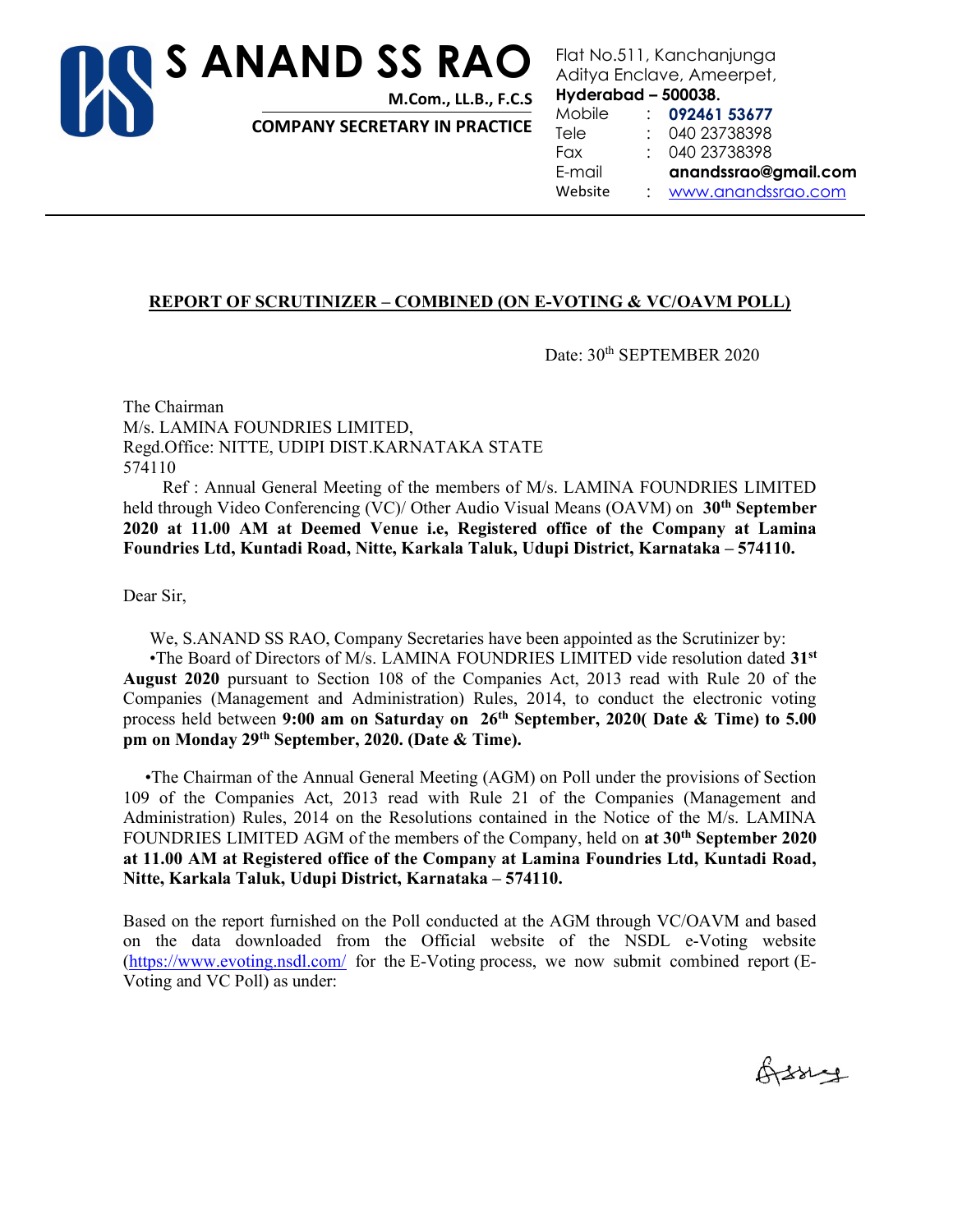# S ANAND SS RAO

**M.Com., LL.B., F.C.S**

**COMPANY SECRETARY IN PRACTICE**

Flat No.511, Kanchanjunga
Aditya Enclave, Ameerpet,
**Hyderabad – 500038.**
Mobile : **092461 53677**
Tele : 040 23738398
Fax : 040 23738398
E-mail **anandssrao@gmail.com**
Website : www.anandssrao.com

---

**REPORT OF SCRUTINIZER – COMBINED (ON E-VOTING & VC/OAVM POLL)**

Date: 30th SEPTEMBER 2020

The Chairman
M/s. LAMINA FOUNDRIES LIMITED,
Regd.Office: NITTE, UDIPI DIST.KARNATAKA STATE
574110

Ref : Annual General Meeting of the members of M/s. LAMINA FOUNDRIES LIMITED held through Video Conferencing (VC)/ Other Audio Visual Means (OAVM) on **30th September 2020 at 11.00 AM at Deemed Venue i.e, Registered office of the Company at Lamina Foundries Ltd, Kuntadi Road, Nitte, Karkala Taluk, Udupi District, Karnataka – 574110.**

Dear Sir,

We, S.ANAND SS RAO, Company Secretaries have been appointed as the Scrutinizer by:

•The Board of Directors of M/s. LAMINA FOUNDRIES LIMITED vide resolution dated **31st August 2020** pursuant to Section 108 of the Companies Act, 2013 read with Rule 20 of the Companies (Management and Administration) Rules, 2014, to conduct the electronic voting process held between **9:00 am on Saturday on 26th September, 2020( Date & Time) to 5.00 pm on Monday 29th September, 2020. (Date & Time).**

•The Chairman of the Annual General Meeting (AGM) on Poll under the provisions of Section 109 of the Companies Act, 2013 read with Rule 21 of the Companies (Management and Administration) Rules, 2014 on the Resolutions contained in the Notice of the M/s. LAMINA FOUNDRIES LIMITED AGM of the members of the Company, held on **at 30th September 2020 at 11.00 AM at Registered office of the Company at Lamina Foundries Ltd, Kuntadi Road, Nitte, Karkala Taluk, Udupi District, Karnataka – 574110.**

Based on the report furnished on the Poll conducted at the AGM through VC/OAVM and based on the data downloaded from the Official website of the NSDL e-Voting website (https://www.evoting.nsdl.com/ for the E-Voting process, we now submit combined report (E-Voting and VC Poll) as under: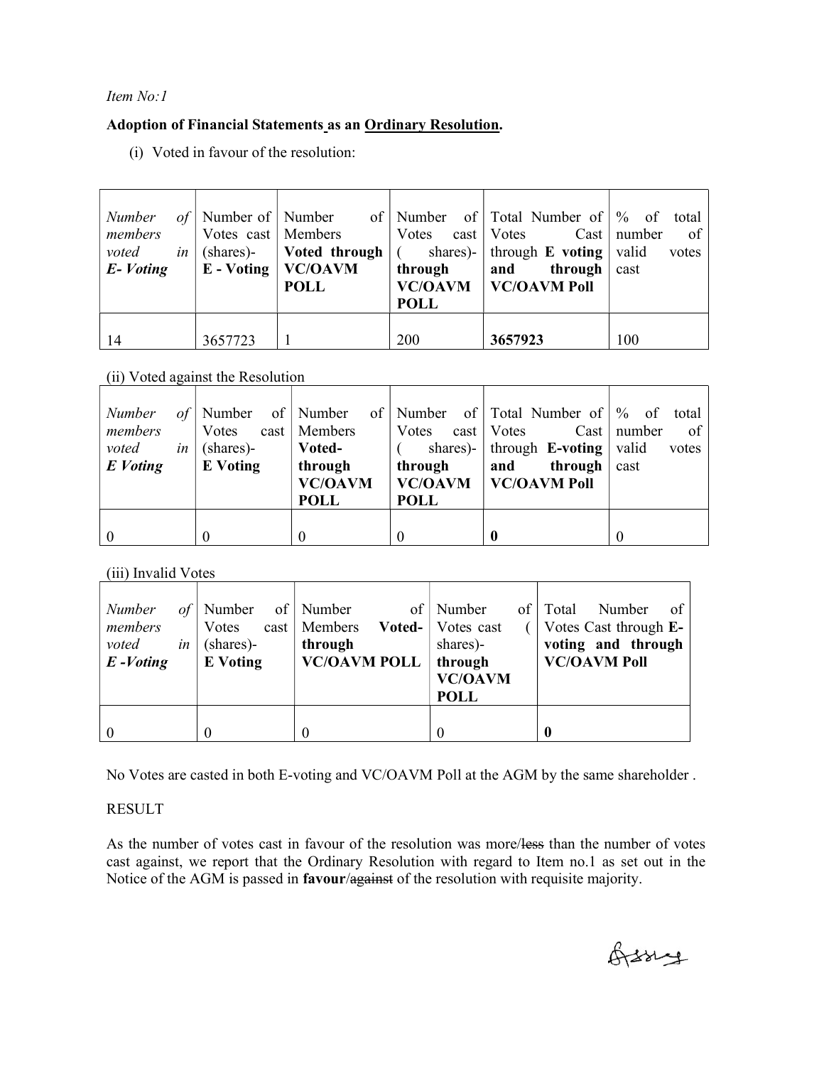*Item No:1*

**Adoption of Financial Statements as an Ordinary Resolution.**

(i) Voted in favour of the resolution:

| *Number of members voted in E- Voting* | Number of Votes cast (shares)- **E - Voting** | Number of Members **Voted through VC/OAVM POLL** | Number of Votes cast ( shares)- **through VC/OAVM POLL** | Total Number of Votes Cast through **E voting and through VC/OAVM Poll** | % of total number of valid votes cast |
|---|---|---|---|---|---|
| 14 | 3657723 | 1 | 200 | **3657923** | 100 |

(ii) Voted against the Resolution

| *Number of members voted in E Voting* | Number of Votes cast (shares)- **E Voting** | Number of Members **Voted- through VC/OAVM POLL** | Number of Votes cast ( shares)- **through VC/OAVM POLL** | Total Number of Votes Cast through **E-voting and through VC/OAVM Poll** | % of total number of valid votes cast |
|---|---|---|---|---|---|
| 0 | 0 | 0 | 0 | **0** | 0 |

(iii) Invalid Votes

| *Number of members voted in E -Voting* | Number of Votes cast (shares)- **E Voting** | Number of Members **Voted- through VC/OAVM POLL** | Number of Votes cast ( shares)- **through VC/OAVM POLL** | Total Number of Votes Cast through **E-voting and through VC/OAVM Poll** |
|---|---|---|---|---|
| 0 | 0 | 0 | 0 | **0** |

No Votes are casted in both E-voting and VC/OAVM Poll at the AGM by the same shareholder .

RESULT

As the number of votes cast in favour of the resolution was more/~~less~~ than the number of votes cast against, we report that the Ordinary Resolution with regard to Item no.1 as set out in the Notice of the AGM is passed in **favour**/~~against~~ of the resolution with requisite majority.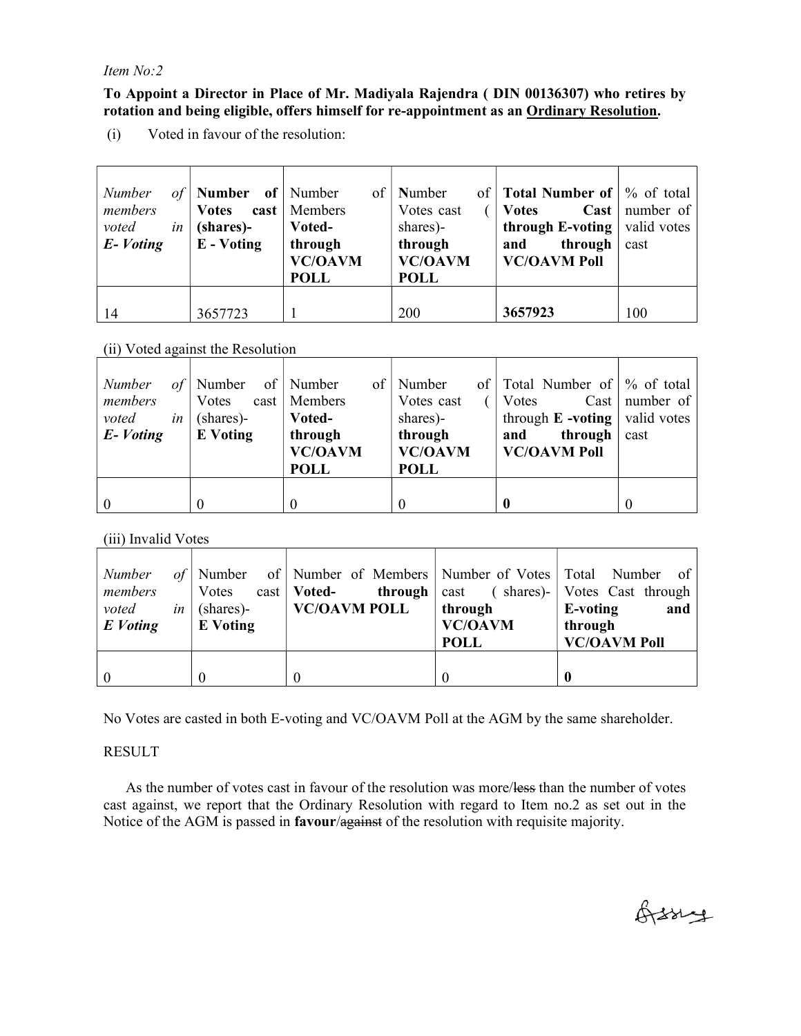*Item No:2*

**To Appoint a Director in Place of Mr. Madiyala Rajendra ( DIN 00136307) who retires by rotation and being eligible, offers himself for re-appointment as an Ordinary Resolution.**

(i) Voted in favour of the resolution:

| *Number of members voted in E- Voting* | **Number of Votes cast (shares)- E - Voting** | Number of Members **Voted- through VC/OAVM POLL** | **N**umber of Votes cast ( shares)- **through VC/OAVM POLL** | **Total Number of Votes Cast through E-voting and through VC/OAVM Poll** | % of total number of valid votes cast |
|---|---|---|---|---|---|
| 14 | 3657723 | 1 | 200 | **3657923** | 100 |

(ii) Voted against the Resolution

| *Number of members voted in E- Voting* | Number of Votes cast (shares)- **E Voting** | Number of Members **Voted- through VC/OAVM POLL** | Number of Votes cast ( shares)- **through VC/OAVM POLL** | Total Number of Votes Cast through **E -voting and through VC/OAVM Poll** | % of total number of valid votes cast |
|---|---|---|---|---|---|
| 0 | 0 | 0 | 0 | **0** | 0 |

(iii) Invalid Votes

| *Number of members voted in E Voting* | Number of Votes cast (shares)- **E Voting** | Number of Members **Voted- through VC/OAVM POLL** | Number of Votes cast ( shares)- **through VC/OAVM POLL** | Total Number of Votes Cast through **E-voting and through VC/OAVM Poll** |
|---|---|---|---|---|
| 0 | 0 | 0 | 0 | **0** |

No Votes are casted in both E-voting and VC/OAVM Poll at the AGM by the same shareholder.

RESULT

As the number of votes cast in favour of the resolution was more/~~less~~ than the number of votes cast against, we report that the Ordinary Resolution with regard to Item no.2 as set out in the Notice of the AGM is passed in **favour**/~~against~~ of the resolution with requisite majority.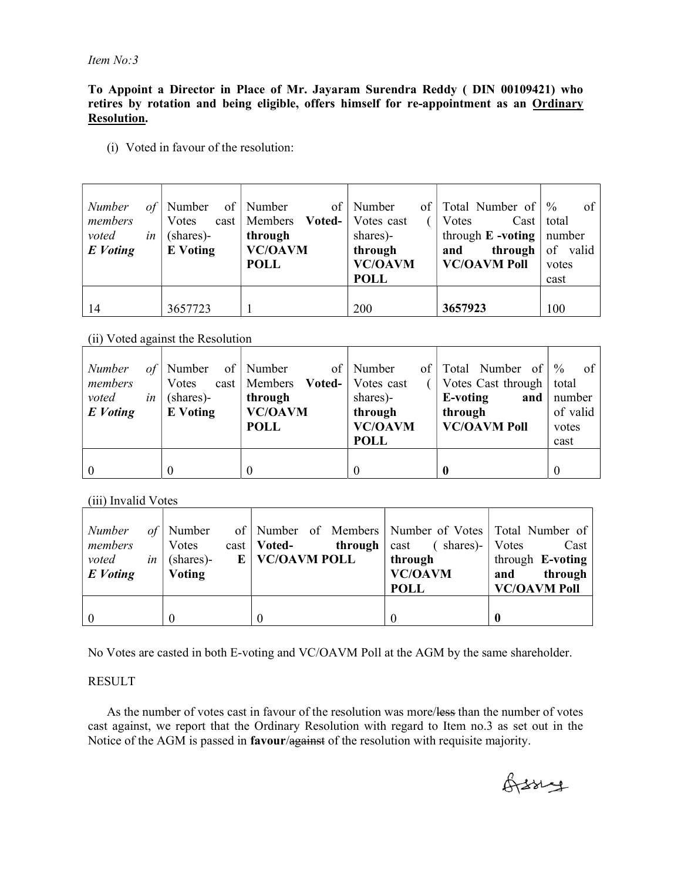*Item No:3*

**To Appoint a Director in Place of Mr. Jayaram Surendra Reddy ( DIN 00109421) who retires by rotation and being eligible, offers himself for re-appointment as an Ordinary Resolution.**

(i) Voted in favour of the resolution:

| *Number of members voted in **E Voting*** | Number of Votes cast (shares)- **E Voting** | Number of Members **Voted- through VC/OAVM POLL** | Number of Votes cast ( shares)- **through VC/OAVM POLL** | Total Number of Votes Cast through **E -voting and through VC/OAVM Poll** | % of total number of valid votes cast |
|---|---|---|---|---|---|
| 14 | 3657723 | 1 | 200 | **3657923** | 100 |

(ii) Voted against the Resolution

| *Number of members voted in **E Voting*** | Number of Votes cast (shares)- **E Voting** | Number of Members **Voted- through VC/OAVM POLL** | Number of Votes cast ( shares)- **through VC/OAVM POLL** | Total Number of Votes Cast through **E-voting and through VC/OAVM Poll** | % of total number of valid votes cast |
|---|---|---|---|---|---|
| 0 | 0 | 0 | 0 | **0** | 0 |

(iii) Invalid Votes

| *Number of members voted in **E Voting*** | Number of Votes cast (shares)- **E Voting** | Number of Members **Voted- through VC/OAVM POLL** | Number of Votes cast ( shares)- **through VC/OAVM POLL** | Total Number of Votes Cast through **E-voting and through VC/OAVM Poll** |
|---|---|---|---|---|
| 0 | 0 | 0 | 0 | **0** |

No Votes are casted in both E-voting and VC/OAVM Poll at the AGM by the same shareholder.

RESULT

As the number of votes cast in favour of the resolution was more/~~less~~ than the number of votes cast against, we report that the Ordinary Resolution with regard to Item no.3 as set out in the Notice of the AGM is passed in **favour**/~~against~~ of the resolution with requisite majority.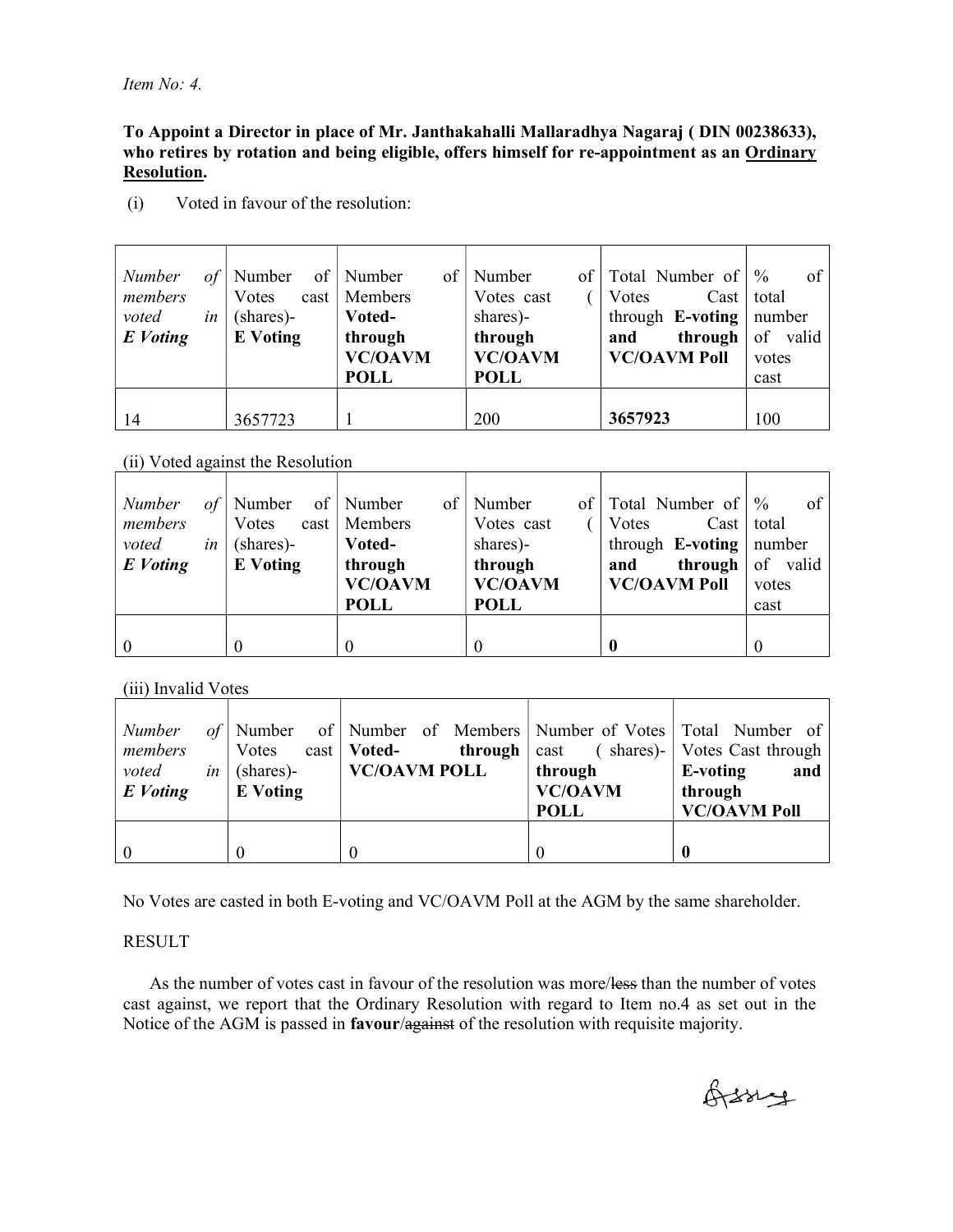*Item No: 4.*

**To Appoint a Director in place of Mr. Janthakahalli Mallaradhya Nagaraj ( DIN 00238633), who retires by rotation and being eligible, offers himself for re-appointment as an <u>Ordinary Resolution</u>.**

(i) Voted in favour of the resolution:

| *Number of members voted in **E Voting*** | Number of Votes cast (shares)- **E Voting** | Number of Members **Voted- through VC/OAVM POLL** | Number of Votes cast ( shares)- **through VC/OAVM POLL** | Total Number of Votes Cast through **E-voting and through VC/OAVM Poll** | % of total number of valid votes cast |
|---|---|---|---|---|---|
| 14 | 3657723 | 1 | 200 | **3657923** | 100 |

(ii) Voted against the Resolution

| *Number of members voted in **E Voting*** | Number of Votes cast (shares)- **E Voting** | Number of Members **Voted- through VC/OAVM POLL** | Number of Votes cast ( shares)- **through VC/OAVM POLL** | Total Number of Votes Cast through **E-voting and through VC/OAVM Poll** | % of total number of valid votes cast |
|---|---|---|---|---|---|
| 0 | 0 | 0 | 0 | **0** | 0 |

(iii) Invalid Votes

| *Number of members voted in **E Voting*** | Number of Votes cast (shares)- **E Voting** | Number of Members **Voted- through VC/OAVM POLL** | Number of Votes cast ( shares)- **through VC/OAVM POLL** | Total Number of Votes Cast through **E-voting and through VC/OAVM Poll** |
|---|---|---|---|---|
| 0 | 0 | 0 | 0 | **0** |

No Votes are casted in both E-voting and VC/OAVM Poll at the AGM by the same shareholder.

RESULT

As the number of votes cast in favour of the resolution was more/~~less~~ than the number of votes cast against, we report that the Ordinary Resolution with regard to Item no.4 as set out in the Notice of the AGM is passed in **favour**/~~against~~ of the resolution with requisite majority.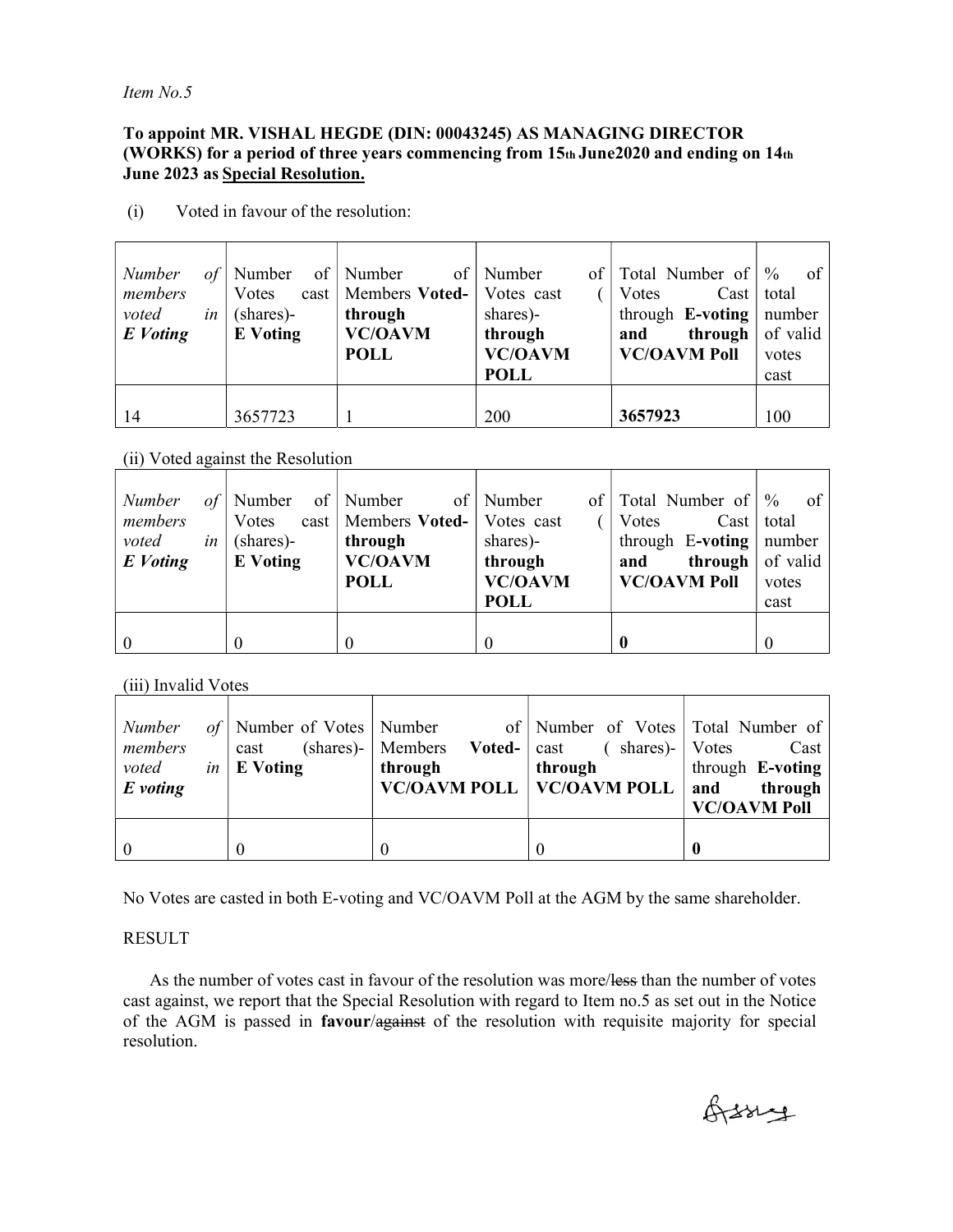*Item No.5*

**To appoint MR. VISHAL HEGDE (DIN: 00043245) AS MANAGING DIRECTOR (WORKS) for a period of three years commencing from 15th June2020 and ending on 14th June 2023 as Special Resolution.**

(i) Voted in favour of the resolution:

| *Number of members voted in **E Voting*** | Number of Votes cast (shares)- **E Voting** | Number of Members **Voted- through VC/OAVM POLL** | Number of Votes cast ( shares)- **through VC/OAVM POLL** | Total Number of Votes Cast through **E-voting and through VC/OAVM Poll** | % of total number of valid votes cast |
|---|---|---|---|---|---|
| 14 | 3657723 | 1 | 200 | **3657923** | 100 |

(ii) Voted against the Resolution

| *Number of members voted in **E Voting*** | Number of Votes cast (shares)- **E Voting** | Number of Members **Voted- through VC/OAVM POLL** | Number of Votes cast ( shares)- **through VC/OAVM POLL** | Total Number of Votes Cast through E-**voting and through VC/OAVM Poll** | % of total number of valid votes cast |
|---|---|---|---|---|---|
| 0 | 0 | 0 | 0 | **0** | 0 |

(iii) Invalid Votes

| *Number of members voted in E voting* | Number of Votes cast (shares)- **E Voting** | Number of Members **Voted- through VC/OAVM POLL** | Number of Votes cast ( shares)- **through VC/OAVM POLL** | Total Number of Votes Cast through **E-voting and through VC/OAVM Poll** |
|---|---|---|---|---|
| 0 | 0 | 0 | 0 | **0** |

No Votes are casted in both E-voting and VC/OAVM Poll at the AGM by the same shareholder.

RESULT

As the number of votes cast in favour of the resolution was more/~~less~~ than the number of votes cast against, we report that the Special Resolution with regard to Item no.5 as set out in the Notice of the AGM is passed in **favour**/~~against~~ of the resolution with requisite majority for special resolution.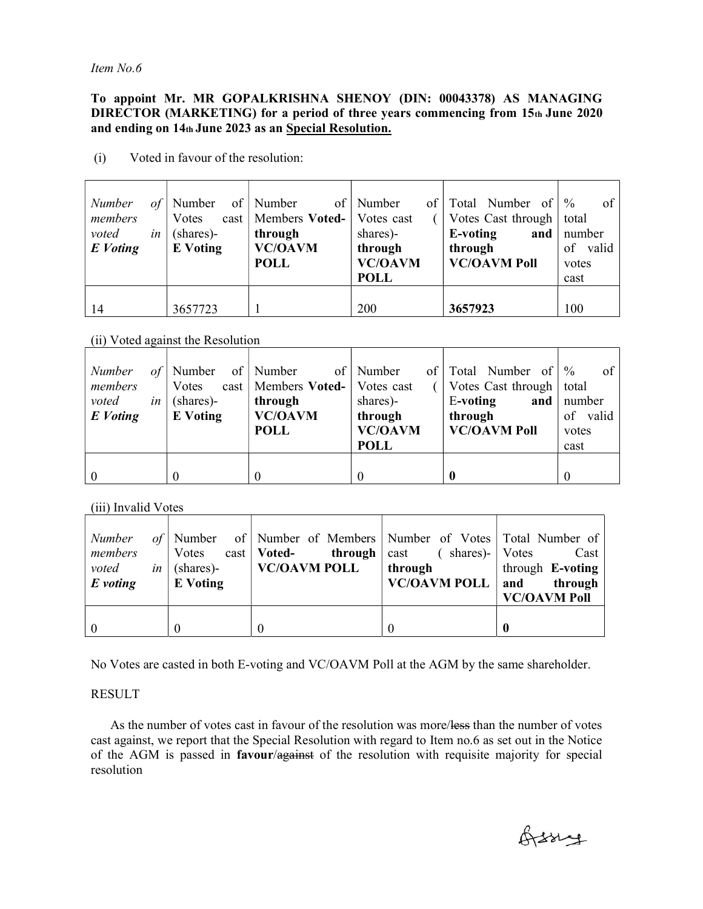*Item No.6*

**To appoint Mr. MR GOPALKRISHNA SHENOY (DIN: 00043378) AS MANAGING DIRECTOR (MARKETING) for a period of three years commencing from 15th June 2020 and ending on 14th June 2023 as an Special Resolution.**

(i) Voted in favour of the resolution:

| *Number of members voted in E Voting* | Number of Votes cast (shares)- **E Voting** | Number of Members **Voted-through VC/OAVM POLL** | Number of Votes cast ( shares)- **through VC/OAVM POLL** | Total Number of Votes Cast through **E-voting and through VC/OAVM Poll** | % of total number of valid votes cast |
|---|---|---|---|---|---|
| 14 | 3657723 | 1 | 200 | **3657923** | 100 |

(ii) Voted against the Resolution

| *Number of members voted in E Voting* | Number of Votes cast (shares)- **E Voting** | Number of Members **Voted-through VC/OAVM POLL** | Number of Votes cast ( shares)- **through VC/OAVM POLL** | Total Number of Votes Cast through E-**voting and through VC/OAVM Poll** | % of total number of valid votes cast |
|---|---|---|---|---|---|
| 0 | 0 | 0 | 0 | **0** | 0 |

(iii) Invalid Votes

| *Number of members voted in E voting* | Number of Votes cast (shares)- **E Voting** | Number of Members **Voted- through VC/OAVM POLL** | Number of Votes cast ( shares)- **through VC/OAVM POLL** | Total Number of Votes Cast through **E-voting and through VC/OAVM Poll** |
|---|---|---|---|---|
| 0 | 0 | 0 | 0 | **0** |

No Votes are casted in both E-voting and VC/OAVM Poll at the AGM by the same shareholder.

RESULT

As the number of votes cast in favour of the resolution was more/~~less~~ than the number of votes cast against, we report that the Special Resolution with regard to Item no.6 as set out in the Notice of the AGM is passed in **favour**/~~against~~ of the resolution with requisite majority for special resolution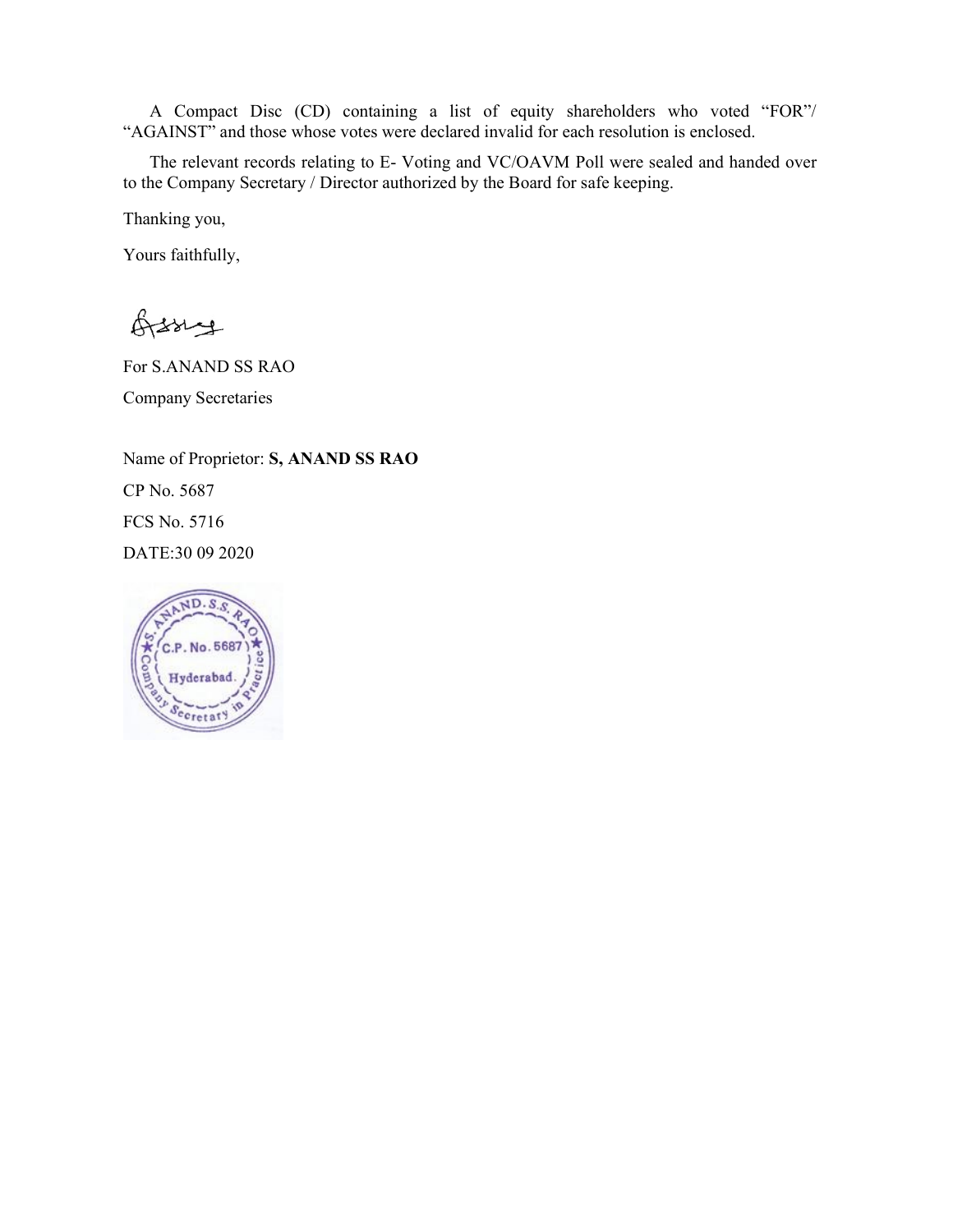A Compact Disc (CD) containing a list of equity shareholders who voted "FOR"/ "AGAINST" and those whose votes were declared invalid for each resolution is enclosed.

The relevant records relating to E- Voting and VC/OAVM Poll were sealed and handed over to the Company Secretary / Director authorized by the Board for safe keeping.

Thanking you,

Yours faithfully,

For S.ANAND SS RAO

Company Secretaries

Name of Proprietor: **S, ANAND SS RAO**

CP No. 5687

FCS No. 5716

DATE:30 09 2020